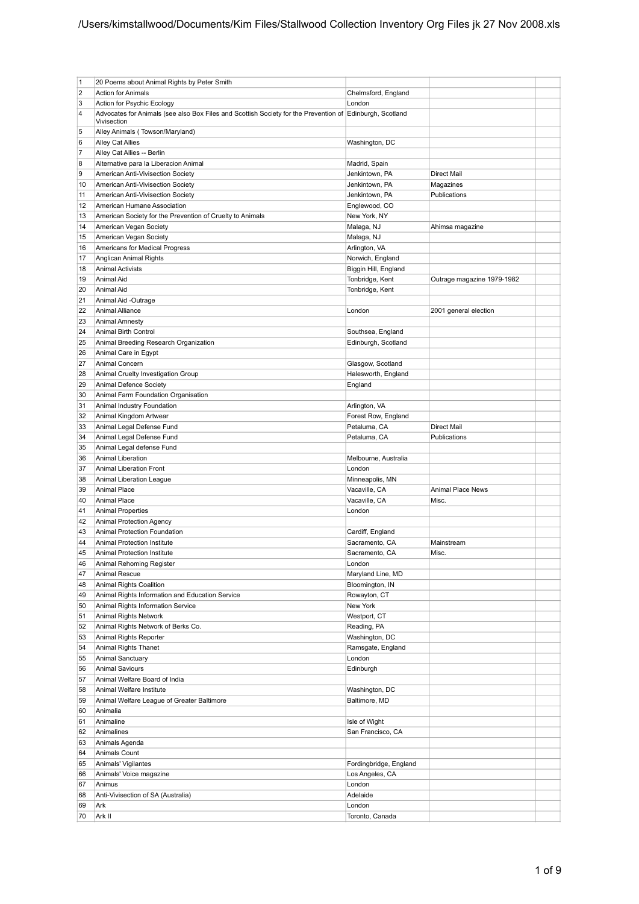| | | | | |
|---|---|---|---|---|
| 1 | 20 Poems about Animal Rights by Peter Smith | | | |
| 2 | Action for Animals | Chelmsford, England | | |
| 3 | Action for Psychic Ecology | London | | |
| 4 | Advocates for Animals (see also Box Files and Scottish Society for the Prevention of Vivisection | Edinburgh, Scotland | | |
| 5 | Alley Animals ( Towson/Maryland) | | | |
| 6 | Alley Cat Allies | Washington, DC | | |
| 7 | Alley Cat Allies -- Berlin | | | |
| 8 | Alternative para la Liberacion Animal | Madrid, Spain | | |
| 9 | American Anti-Vivisection Society | Jenkintown, PA | Direct Mail | |
| 10 | American Anti-Vivisection Society | Jenkintown, PA | Magazines | |
| 11 | American Anti-Vivisection Society | Jenkintown, PA | Publications | |
| 12 | American Humane Association | Englewood, CO | | |
| 13 | American Society for the Prevention of Cruelty to Animals | New York, NY | | |
| 14 | American Vegan Society | Malaga, NJ | Ahimsa magazine | |
| 15 | American Vegan Society | Malaga, NJ | | |
| 16 | Americans for Medical Progress | Arlington, VA | | |
| 17 | Anglican Animal Rights | Norwich, England | | |
| 18 | Animal Activists | Biggin Hill, England | | |
| 19 | Animal Aid | Tonbridge, Kent | Outrage magazine 1979-1982 | |
| 20 | Animal Aid | Tonbridge, Kent | | |
| 21 | Animal Aid -Outrage | | | |
| 22 | Animal Alliance | London | 2001 general election | |
| 23 | Animal Amnesty | | | |
| 24 | Animal Birth Control | Southsea, England | | |
| 25 | Animal Breeding Research Organization | Edinburgh, Scotland | | |
| 26 | Animal Care in Egypt | | | |
| 27 | Animal Concern | Glasgow, Scotland | | |
| 28 | Animal Cruelty Investigation Group | Halesworth, England | | |
| 29 | Animal Defence Society | England | | |
| 30 | Animal Farm Foundation Organisation | | | |
| 31 | Animal Industry Foundation | Arlington, VA | | |
| 32 | Animal Kingdom Artwear | Forest Row, England | | |
| 33 | Animal Legal Defense Fund | Petaluma, CA | Direct Mail | |
| 34 | Animal Legal Defense Fund | Petaluma, CA | Publications | |
| 35 | Animal Legal defense Fund | | | |
| 36 | Animal Liberation | Melbourne, Australia | | |
| 37 | Animal Liberation Front | London | | |
| 38 | Animal Liberation League | Minneapolis, MN | | |
| 39 | Animal Place | Vacaville, CA | Animal Place News | |
| 40 | Animal Place | Vacaville, CA | Misc. | |
| 41 | Animal Properties | London | | |
| 42 | Animal Protection Agency | | | |
| 43 | Animal Protection Foundation | Cardiff, England | | |
| 44 | Animal Protection Institute | Sacramento, CA | Mainstream | |
| 45 | Animal Protection Institute | Sacramento, CA | Misc. | |
| 46 | Animal Rehoming Register | London | | |
| 47 | Animal Rescue | Maryland Line, MD | | |
| 48 | Animal Rights Coalition | Bloomington, IN | | |
| 49 | Animal Rights Information and Education Service | Rowayton, CT | | |
| 50 | Animal Rights Information Service | New York | | |
| 51 | Animal Rights Network | Westport, CT | | |
| 52 | Animal Rights Network of Berks Co. | Reading, PA | | |
| 53 | Animal Rights Reporter | Washington, DC | | |
| 54 | Animal Rights Thanet | Ramsgate, England | | |
| 55 | Animal Sanctuary | London | | |
| 56 | Animal Saviours | Edinburgh | | |
| 57 | Animal Welfare Board of India | | | |
| 58 | Animal Welfare Institute | Washington, DC | | |
| 59 | Animal Welfare League of Greater Baltimore | Baltimore, MD | | |
| 60 | Animalia | | | |
| 61 | Animaline | Isle of Wight | | |
| 62 | Animalines | San Francisco, CA | | |
| 63 | Animals Agenda | | | |
| 64 | Animals Count | | | |
| 65 | Animals' Vigilantes | Fordingbridge, England | | |
| 66 | Animals' Voice magazine | Los Angeles, CA | | |
| 67 | Animus | London | | |
| 68 | Anti-Vivisection of SA (Australia) | Adelaide | | |
| 69 | Ark | London | | |
| 70 | Ark II | Toronto, Canada | | |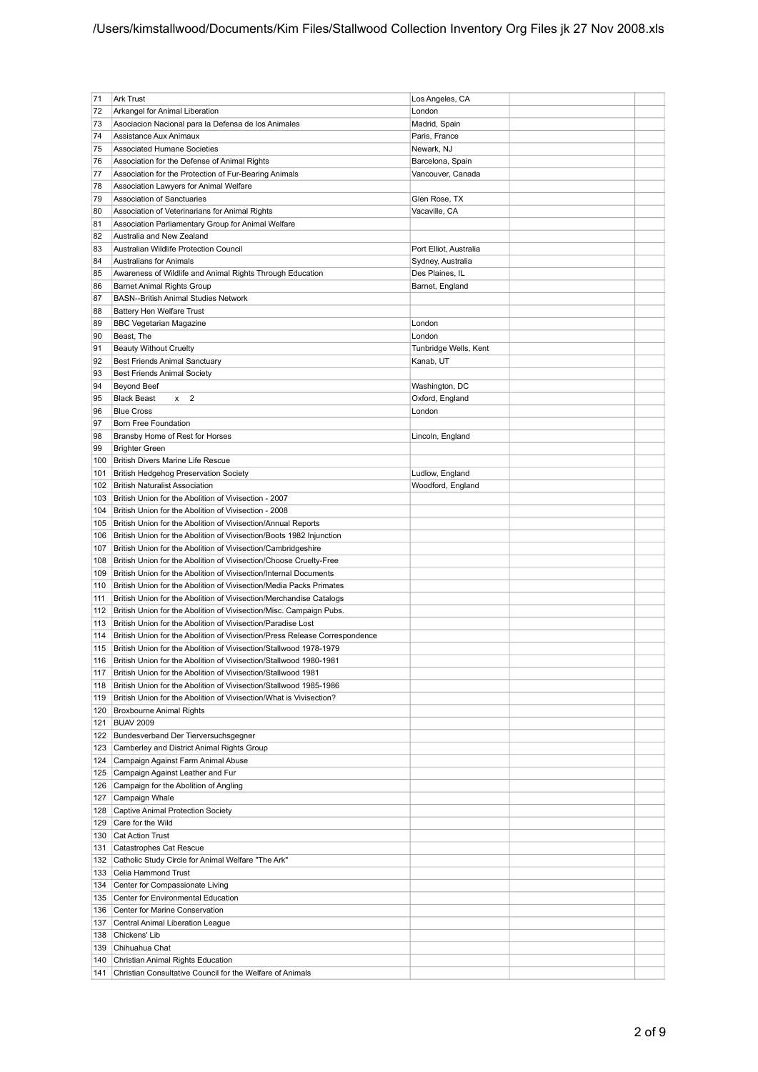| | | | | |
|---|---|---|---|---|
| 71 | Ark Trust | Los Angeles, CA | | |
| 72 | Arkangel for Animal Liberation | London | | |
| 73 | Asociacion Nacional para la Defensa de los Animales | Madrid, Spain | | |
| 74 | Assistance Aux Animaux | Paris, France | | |
| 75 | Associated Humane Societies | Newark, NJ | | |
| 76 | Association for the Defense of Animal Rights | Barcelona, Spain | | |
| 77 | Association for the Protection of Fur-Bearing Animals | Vancouver, Canada | | |
| 78 | Association Lawyers for Animal Welfare | | | |
| 79 | Association of Sanctuaries | Glen Rose, TX | | |
| 80 | Association of Veterinarians for Animal Rights | Vacaville, CA | | |
| 81 | Association Parliamentary Group for Animal Welfare | | | |
| 82 | Australia and New Zealand | | | |
| 83 | Australian Wildlife Protection Council | Port Elliot, Australia | | |
| 84 | Australians for Animals | Sydney, Australia | | |
| 85 | Awareness of Wildlife and Animal Rights Through Education | Des Plaines, IL | | |
| 86 | Barnet Animal Rights Group | Barnet, England | | |
| 87 | BASN--British Animal Studies Network | | | |
| 88 | Battery Hen Welfare Trust | | | |
| 89 | BBC Vegetarian Magazine | London | | |
| 90 | Beast, The | London | | |
| 91 | Beauty Without Cruelty | Tunbridge Wells, Kent | | |
| 92 | Best Friends Animal Sanctuary | Kanab, UT | | |
| 93 | Best Friends Animal Society | | | |
| 94 | Beyond Beef | Washington, DC | | |
| 95 | Black Beast x 2 | Oxford, England | | |
| 96 | Blue Cross | London | | |
| 97 | Born Free Foundation | | | |
| 98 | Bransby Home of Rest for Horses | Lincoln, England | | |
| 99 | Brighter Green | | | |
| 100 | British Divers Marine Life Rescue | | | |
| 101 | British Hedgehog Preservation Society | Ludlow, England | | |
| 102 | British Naturalist Association | Woodford, England | | |
| 103 | British Union for the Abolition of Vivisection - 2007 | | | |
| 104 | British Union for the Abolition of Vivisection - 2008 | | | |
| 105 | British Union for the Abolition of Vivisection/Annual Reports | | | |
| 106 | British Union for the Abolition of Vivisection/Boots 1982 Injunction | | | |
| 107 | British Union for the Abolition of Vivisection/Cambridgeshire | | | |
| 108 | British Union for the Abolition of Vivisection/Choose Cruelty-Free | | | |
| 109 | British Union for the Abolition of Vivisection/Internal Documents | | | |
| 110 | British Union for the Abolition of Vivisection/Media Packs Primates | | | |
| 111 | British Union for the Abolition of Vivisection/Merchandise Catalogs | | | |
| 112 | British Union for the Abolition of Vivisection/Misc. Campaign Pubs. | | | |
| 113 | British Union for the Abolition of Vivisection/Paradise Lost | | | |
| 114 | British Union for the Abolition of Vivisection/Press Release Correspondence | | | |
| 115 | British Union for the Abolition of Vivisection/Stallwood 1978-1979 | | | |
| 116 | British Union for the Abolition of Vivisection/Stallwood 1980-1981 | | | |
| 117 | British Union for the Abolition of Vivisection/Stallwood 1981 | | | |
| 118 | British Union for the Abolition of Vivisection/Stallwood 1985-1986 | | | |
| 119 | British Union for the Abolition of Vivisection/What is Vivisection? | | | |
| 120 | Broxbourne Animal Rights | | | |
| 121 | BUAV 2009 | | | |
| 122 | Bundesverband Der Tierversuchsgegner | | | |
| 123 | Camberley and District Animal Rights Group | | | |
| 124 | Campaign Against Farm Animal Abuse | | | |
| 125 | Campaign Against Leather and Fur | | | |
| 126 | Campaign for the Abolition of Angling | | | |
| 127 | Campaign Whale | | | |
| 128 | Captive Animal Protection Society | | | |
| 129 | Care for the Wild | | | |
| 130 | Cat Action Trust | | | |
| 131 | Catastrophes Cat Rescue | | | |
| 132 | Catholic Study Circle for Animal Welfare "The Ark" | | | |
| 133 | Celia Hammond Trust | | | |
| 134 | Center for Compassionate Living | | | |
| 135 | Center for Environmental Education | | | |
| 136 | Center for Marine Conservation | | | |
| 137 | Central Animal Liberation League | | | |
| 138 | Chickens' Lib | | | |
| 139 | Chihuahua Chat | | | |
| 140 | Christian Animal Rights Education | | | |
| 141 | Christian Consultative Council for the Welfare of Animals | | | |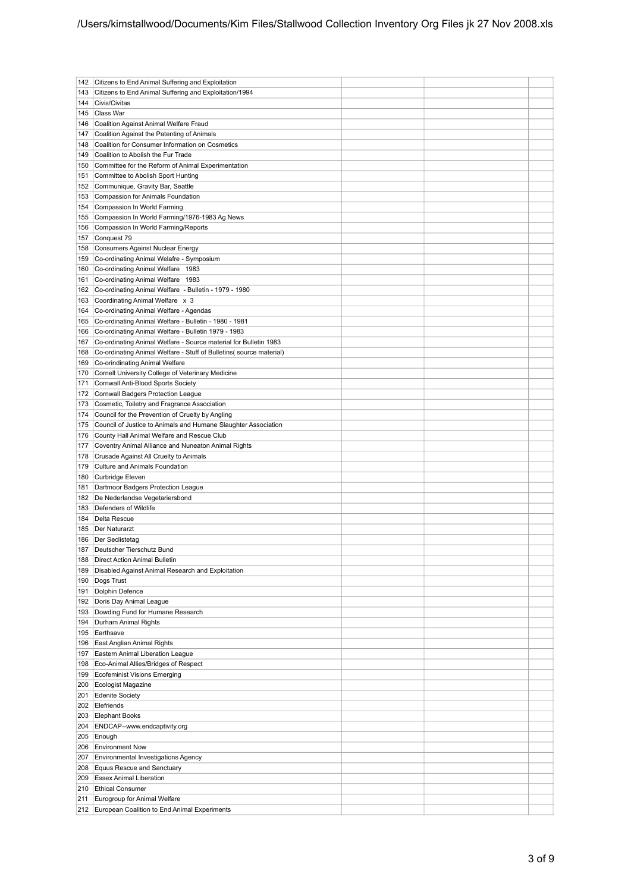| | | | | |
|---|---|---|---|---|
| 142 | Citizens to End Animal Suffering and Exploitation | | | |
| 143 | Citizens to End Animal Suffering and Exploitation/1994 | | | |
| 144 | Civis/Civitas | | | |
| 145 | Class War | | | |
| 146 | Coalition Against Animal Welfare Fraud | | | |
| 147 | Coalition Against the Patenting of Animals | | | |
| 148 | Coalition for Consumer Information on Cosmetics | | | |
| 149 | Coalition to Abolish the Fur Trade | | | |
| 150 | Committee for the Reform of Animal Experimentation | | | |
| 151 | Committee to Abolish Sport Hunting | | | |
| 152 | Communique, Gravity Bar, Seattle | | | |
| 153 | Compassion for Animals Foundation | | | |
| 154 | Compassion In World Farming | | | |
| 155 | Compassion In World Farming/1976-1983 Ag News | | | |
| 156 | Compassion In World Farming/Reports | | | |
| 157 | Conquest 79 | | | |
| 158 | Consumers Against Nuclear Energy | | | |
| 159 | Co-ordinating Animal Welafre - Symposium | | | |
| 160 | Co-ordinating Animal Welfare 1983 | | | |
| 161 | Co-ordinating Animal Welfare 1983 | | | |
| 162 | Co-ordinating Animal Welfare - Bulletin - 1979 - 1980 | | | |
| 163 | Coordinating Animal Welfare x 3 | | | |
| 164 | Co-ordinating Animal Welfare - Agendas | | | |
| 165 | Co-ordinating Animal Welfare - Bulletin - 1980 - 1981 | | | |
| 166 | Co-ordinating Animal Welfare - Bulletin 1979 - 1983 | | | |
| 167 | Co-ordinating Animal Welfare - Source material for Bulletin 1983 | | | |
| 168 | Co-ordinating Animal Welfare - Stuff of Bulletins( source material) | | | |
| 169 | Co-orindinating Animal Welfare | | | |
| 170 | Cornell University College of Veterinary Medicine | | | |
| 171 | Cornwall Anti-Blood Sports Society | | | |
| 172 | Cornwall Badgers Protection League | | | |
| 173 | Cosmetic, Toiletry and Fragrance Association | | | |
| 174 | Council for the Prevention of Cruelty by Angling | | | |
| 175 | Council of Justice to Animals and Humane Slaughter Association | | | |
| 176 | County Hall Animal Welfare and Rescue Club | | | |
| 177 | Coventry Animal Alliance and Nuneaton Animal Rights | | | |
| 178 | Crusade Against All Cruelty to Animals | | | |
| 179 | Culture and Animals Foundation | | | |
| 180 | Curbridge Eleven | | | |
| 181 | Dartmoor Badgers Protection League | | | |
| 182 | De Nederlandse Vegetariersbond | | | |
| 183 | Defenders of Wildlife | | | |
| 184 | Delta Rescue | | | |
| 185 | Der Naturarzt | | | |
| 186 | Der Seclistetag | | | |
| 187 | Deutscher Tierschutz Bund | | | |
| 188 | Direct Action Animal Bulletin | | | |
| 189 | Disabled Against Animal Research and Exploitation | | | |
| 190 | Dogs Trust | | | |
| 191 | Dolphin Defence | | | |
| 192 | Doris Day Animal League | | | |
| 193 | Dowding Fund for Humane Research | | | |
| 194 | Durham Animal Rights | | | |
| 195 | Earthsave | | | |
| 196 | East Anglian Animal Rights | | | |
| 197 | Eastern Animal Liberation League | | | |
| 198 | Eco-Animal Allies/Bridges of Respect | | | |
| 199 | Ecofeminist Visions Emerging | | | |
| 200 | Ecologist Magazine | | | |
| 201 | Edenite Society | | | |
| 202 | Elefriends | | | |
| 203 | Elephant Books | | | |
| 204 | ENDCAP--www.endcaptivity.org | | | |
| 205 | Enough | | | |
| 206 | Environment Now | | | |
| 207 | Environmental Investigations Agency | | | |
| 208 | Equus Rescue and Sanctuary | | | |
| 209 | Essex Animal Liberation | | | |
| 210 | Ethical Consumer | | | |
| 211 | Eurogroup for Animal Welfare | | | |
| 212 | European Coalition to End Animal Experiments | | | |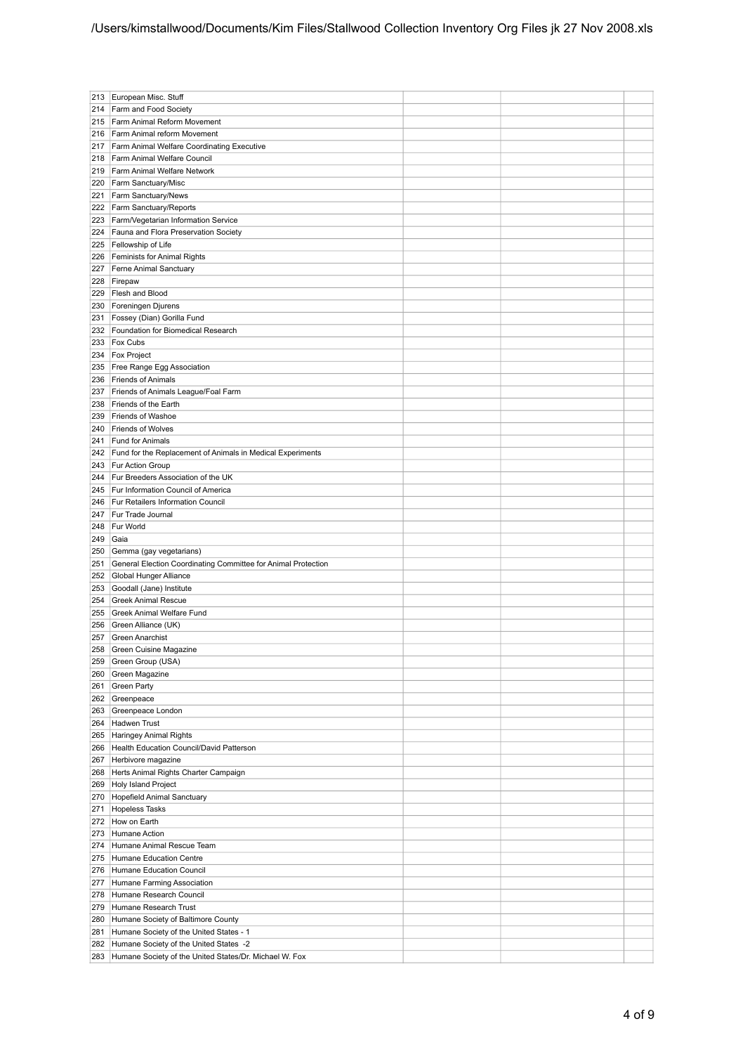| | | | | |
|---|---|---|---|---|
| 213 | European Misc. Stuff | | | |
| 214 | Farm and Food Society | | | |
| 215 | Farm Animal Reform Movement | | | |
| 216 | Farm Animal reform Movement | | | |
| 217 | Farm Animal Welfare Coordinating Executive | | | |
| 218 | Farm Animal Welfare Council | | | |
| 219 | Farm Animal Welfare Network | | | |
| 220 | Farm Sanctuary/Misc | | | |
| 221 | Farm Sanctuary/News | | | |
| 222 | Farm Sanctuary/Reports | | | |
| 223 | Farm/Vegetarian Information Service | | | |
| 224 | Fauna and Flora Preservation Society | | | |
| 225 | Fellowship of Life | | | |
| 226 | Feminists for Animal Rights | | | |
| 227 | Ferne Animal Sanctuary | | | |
| 228 | Firepaw | | | |
| 229 | Flesh and Blood | | | |
| 230 | Foreningen Djurens | | | |
| 231 | Fossey (Dian) Gorilla Fund | | | |
| 232 | Foundation for Biomedical Research | | | |
| 233 | Fox Cubs | | | |
| 234 | Fox Project | | | |
| 235 | Free Range Egg Association | | | |
| 236 | Friends of Animals | | | |
| 237 | Friends of Animals League/Foal Farm | | | |
| 238 | Friends of the Earth | | | |
| 239 | Friends of Washoe | | | |
| 240 | Friends of Wolves | | | |
| 241 | Fund for Animals | | | |
| 242 | Fund for the Replacement of Animals in Medical Experiments | | | |
| 243 | Fur Action Group | | | |
| 244 | Fur Breeders Association of the UK | | | |
| 245 | Fur Information Council of America | | | |
| 246 | Fur Retailers Information Council | | | |
| 247 | Fur Trade Journal | | | |
| 248 | Fur World | | | |
| 249 | Gaia | | | |
| 250 | Gemma (gay vegetarians) | | | |
| 251 | General Election Coordinating Committee for Animal Protection | | | |
| 252 | Global Hunger Alliance | | | |
| 253 | Goodall (Jane) Institute | | | |
| 254 | Greek Animal Rescue | | | |
| 255 | Greek Animal Welfare Fund | | | |
| 256 | Green Alliance (UK) | | | |
| 257 | Green Anarchist | | | |
| 258 | Green Cuisine Magazine | | | |
| 259 | Green Group (USA) | | | |
| 260 | Green Magazine | | | |
| 261 | Green Party | | | |
| 262 | Greenpeace | | | |
| 263 | Greenpeace London | | | |
| 264 | Hadwen Trust | | | |
| 265 | Haringey Animal Rights | | | |
| 266 | Health Education Council/David Patterson | | | |
| 267 | Herbivore magazine | | | |
| 268 | Herts Animal Rights Charter Campaign | | | |
| 269 | Holy Island Project | | | |
| 270 | Hopefield Animal Sanctuary | | | |
| 271 | Hopeless Tasks | | | |
| 272 | How on Earth | | | |
| 273 | Humane Action | | | |
| 274 | Humane Animal Rescue Team | | | |
| 275 | Humane Education Centre | | | |
| 276 | Humane Education Council | | | |
| 277 | Humane Farming Association | | | |
| 278 | Humane Research Council | | | |
| 279 | Humane Research Trust | | | |
| 280 | Humane Society of Baltimore County | | | |
| 281 | Humane Society of the United States - 1 | | | |
| 282 | Humane Society of the United States -2 | | | |
| 283 | Humane Society of the United States/Dr. Michael W. Fox | | | |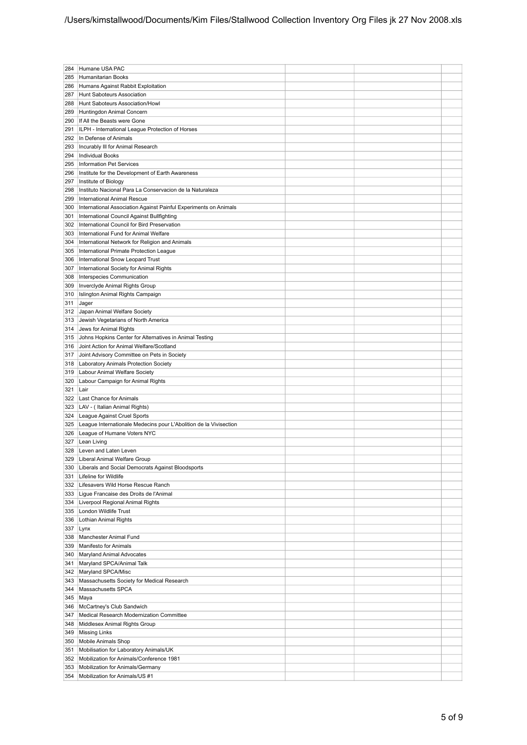/Users/kimstallwood/Documents/Kim Files/Stallwood Collection Inventory Org Files jk 27 Nov 2008.xls

| | | | | |
|---|---|---|---|---|
| 284 | Humane USA PAC | | | |
| 285 | Humanitarian Books | | | |
| 286 | Humans Against Rabbit Exploitation | | | |
| 287 | Hunt Saboteurs Association | | | |
| 288 | Hunt Saboteurs Association/Howl | | | |
| 289 | Huntingdon Animal Concern | | | |
| 290 | If All the Beasts were Gone | | | |
| 291 | ILPH - International League Protection of Horses | | | |
| 292 | In Defense of Animals | | | |
| 293 | Incurably Ill for Animal Research | | | |
| 294 | Individual Books | | | |
| 295 | Information Pet Services | | | |
| 296 | Institute for the Development of Earth Awareness | | | |
| 297 | Institute of Biology | | | |
| 298 | Instituto Nacional Para La Conservacion de la Naturaleza | | | |
| 299 | International Animal Rescue | | | |
| 300 | International Association Against Painful Experiments on Animals | | | |
| 301 | International Council Against Bullfighting | | | |
| 302 | International Council for Bird Preservation | | | |
| 303 | International Fund for Animal Welfare | | | |
| 304 | International Network for Religion and Animals | | | |
| 305 | International Primate Protection League | | | |
| 306 | International Snow Leopard Trust | | | |
| 307 | International Society for Animal Rights | | | |
| 308 | Interspecies Communication | | | |
| 309 | Inverclyde Animal Rights Group | | | |
| 310 | Islington Animal Rights Campaign | | | |
| 311 | Jager | | | |
| 312 | Japan Animal Welfare Society | | | |
| 313 | Jewish Vegetarians of North America | | | |
| 314 | Jews for Animal Rights | | | |
| 315 | Johns Hopkins Center for Alternatives in Animal Testing | | | |
| 316 | Joint Action for Animal Welfare/Scotland | | | |
| 317 | Joint Advisory Committee on Pets in Society | | | |
| 318 | Laboratory Animals Protection Society | | | |
| 319 | Labour Animal Welfare Society | | | |
| 320 | Labour Campaign for Animal Rights | | | |
| 321 | Lair | | | |
| 322 | Last Chance for Animals | | | |
| 323 | LAV - ( Italian Animal Rights) | | | |
| 324 | League Against Cruel Sports | | | |
| 325 | League Internationale Medecins pour L'Abolition de la Vivisection | | | |
| 326 | League of Humane Voters NYC | | | |
| 327 | Lean Living | | | |
| 328 | Leven and Laten Leven | | | |
| 329 | Liberal Animal Welfare Group | | | |
| 330 | Liberals and Social Democrats Against Bloodsports | | | |
| 331 | Lifeline for Wildlife | | | |
| 332 | Lifesavers Wild Horse Rescue Ranch | | | |
| 333 | Ligue Francaise des Droits de l'Animal | | | |
| 334 | Liverpool Regional Animal Rights | | | |
| 335 | London Wildlife Trust | | | |
| 336 | Lothian Animal Rights | | | |
| 337 | Lynx | | | |
| 338 | Manchester Animal Fund | | | |
| 339 | Manifesto for Animals | | | |
| 340 | Maryland Animal Advocates | | | |
| 341 | Maryland SPCA/Animal Talk | | | |
| 342 | Maryland SPCA/Misc | | | |
| 343 | Massachusetts Society for Medical Research | | | |
| 344 | Massachusetts SPCA | | | |
| 345 | Maya | | | |
| 346 | McCartney's Club Sandwich | | | |
| 347 | Medical Research Modernization Committee | | | |
| 348 | Middlesex Animal Rights Group | | | |
| 349 | Missing Links | | | |
| 350 | Mobile Animals Shop | | | |
| 351 | Mobilisation for Laboratory Animals/UK | | | |
| 352 | Mobilization for Animals/Conference 1981 | | | |
| 353 | Mobilization for Animals/Germany | | | |
| 354 | Mobilization for Animals/US #1 | | | |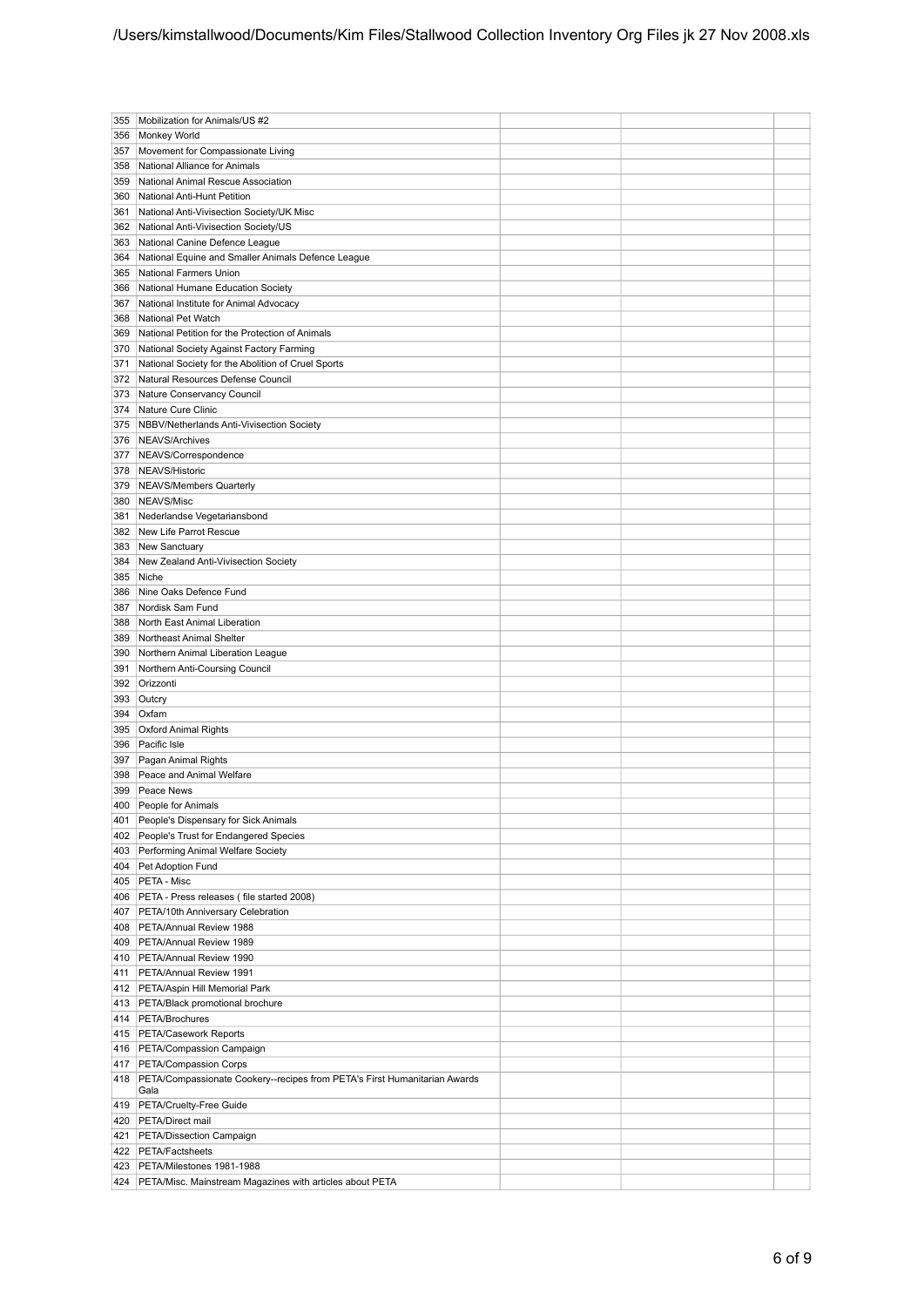| | | | | |
|---|---|---|---|---|
| 355 | Mobilization for Animals/US #2 | | | |
| 356 | Monkey World | | | |
| 357 | Movement for Compassionate Living | | | |
| 358 | National Alliance for Animals | | | |
| 359 | National Animal Rescue Association | | | |
| 360 | National Anti-Hunt Petition | | | |
| 361 | National Anti-Vivisection Society/UK Misc | | | |
| 362 | National Anti-Vivisection Society/US | | | |
| 363 | National Canine Defence League | | | |
| 364 | National Equine and Smaller Animals Defence League | | | |
| 365 | National Farmers Union | | | |
| 366 | National Humane Education Society | | | |
| 367 | National Institute for Animal Advocacy | | | |
| 368 | National Pet Watch | | | |
| 369 | National Petition for the Protection of Animals | | | |
| 370 | National Society Against Factory Farming | | | |
| 371 | National Society for the Abolition of Cruel Sports | | | |
| 372 | Natural Resources Defense Council | | | |
| 373 | Nature Conservancy Council | | | |
| 374 | Nature Cure Clinic | | | |
| 375 | NBBV/Netherlands Anti-Vivisection Society | | | |
| 376 | NEAVS/Archives | | | |
| 377 | NEAVS/Correspondence | | | |
| 378 | NEAVS/Historic | | | |
| 379 | NEAVS/Members Quarterly | | | |
| 380 | NEAVS/Misc | | | |
| 381 | Nederlandse Vegetariansbond | | | |
| 382 | New Life Parrot Rescue | | | |
| 383 | New Sanctuary | | | |
| 384 | New Zealand Anti-Vivisection Society | | | |
| 385 | Niche | | | |
| 386 | Nine Oaks Defence Fund | | | |
| 387 | Nordisk Sam Fund | | | |
| 388 | North East Animal Liberation | | | |
| 389 | Northeast Animal Shelter | | | |
| 390 | Northern Animal Liberation League | | | |
| 391 | Northern Anti-Coursing Council | | | |
| 392 | Orizzonti | | | |
| 393 | Outcry | | | |
| 394 | Oxfam | | | |
| 395 | Oxford Animal Rights | | | |
| 396 | Pacific Isle | | | |
| 397 | Pagan Animal Rights | | | |
| 398 | Peace and Animal Welfare | | | |
| 399 | Peace News | | | |
| 400 | People for Animals | | | |
| 401 | People's Dispensary for Sick Animals | | | |
| 402 | People's Trust for Endangered Species | | | |
| 403 | Performing Animal Welfare Society | | | |
| 404 | Pet Adoption Fund | | | |
| 405 | PETA - Misc | | | |
| 406 | PETA - Press releases ( file started 2008) | | | |
| 407 | PETA/10th Anniversary Celebration | | | |
| 408 | PETA/Annual Review 1988 | | | |
| 409 | PETA/Annual Review 1989 | | | |
| 410 | PETA/Annual Review 1990 | | | |
| 411 | PETA/Annual Review 1991 | | | |
| 412 | PETA/Aspin Hill Memorial Park | | | |
| 413 | PETA/Black promotional brochure | | | |
| 414 | PETA/Brochures | | | |
| 415 | PETA/Casework Reports | | | |
| 416 | PETA/Compassion Campaign | | | |
| 417 | PETA/Compassion Corps | | | |
| 418 | PETA/Compassionate Cookery--recipes from PETA's First Humanitarian Awards Gala | | | |
| 419 | PETA/Cruelty-Free Guide | | | |
| 420 | PETA/Direct mail | | | |
| 421 | PETA/Dissection Campaign | | | |
| 422 | PETA/Factsheets | | | |
| 423 | PETA/Milestones 1981-1988 | | | |
| 424 | PETA/Misc. Mainstream Magazines with articles about PETA | | | |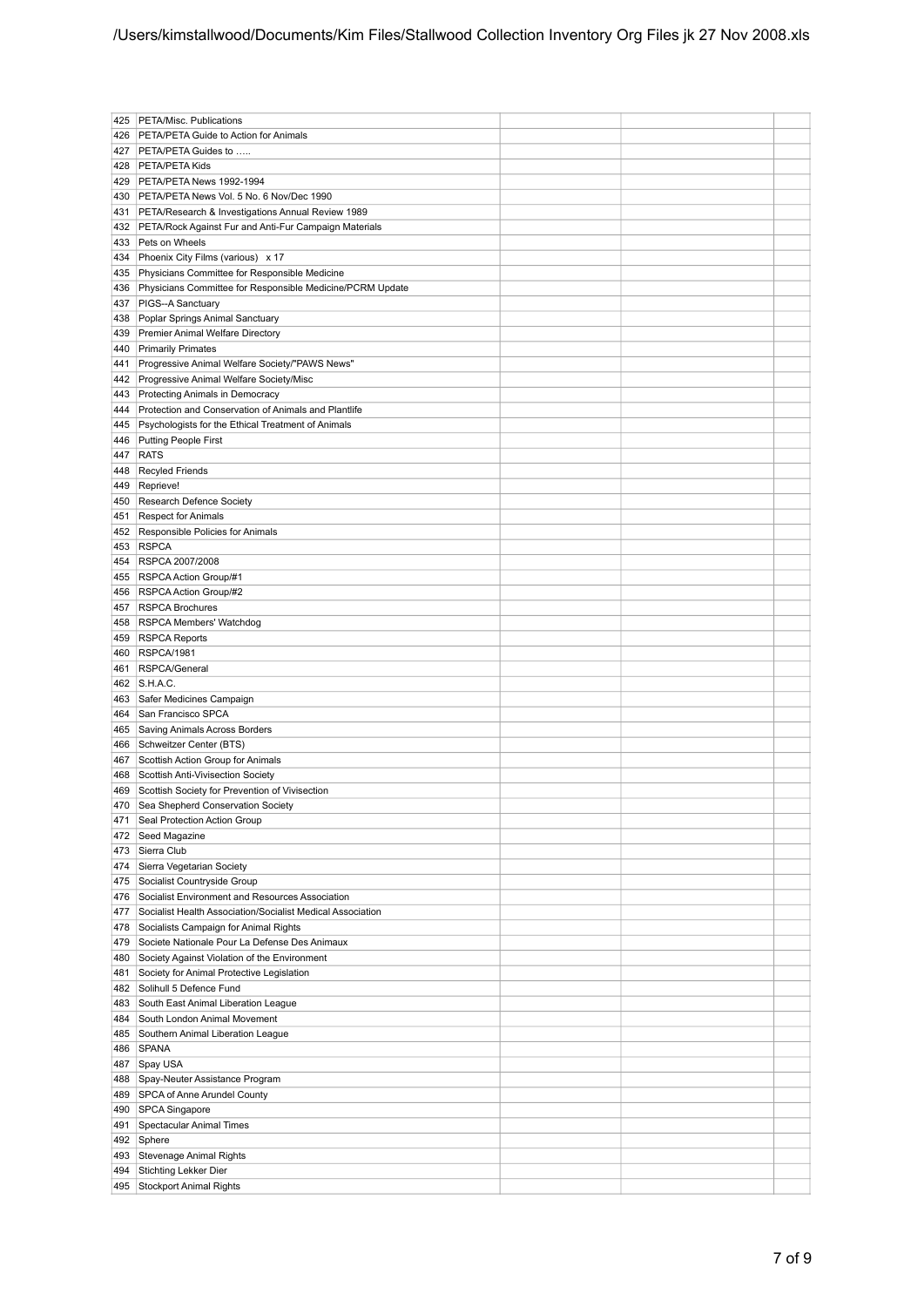| | | | | |
|---|---|---|---|---|
| 425 | PETA/Misc. Publications | | | |
| 426 | PETA/PETA Guide to Action for Animals | | | |
| 427 | PETA/PETA Guides to ….. | | | |
| 428 | PETA/PETA Kids | | | |
| 429 | PETA/PETA News 1992-1994 | | | |
| 430 | PETA/PETA News Vol. 5 No. 6 Nov/Dec 1990 | | | |
| 431 | PETA/Research & Investigations Annual Review 1989 | | | |
| 432 | PETA/Rock Against Fur and Anti-Fur Campaign Materials | | | |
| 433 | Pets on Wheels | | | |
| 434 | Phoenix City Films (various) x 17 | | | |
| 435 | Physicians Committee for Responsible Medicine | | | |
| 436 | Physicians Committee for Responsible Medicine/PCRM Update | | | |
| 437 | PIGS--A Sanctuary | | | |
| 438 | Poplar Springs Animal Sanctuary | | | |
| 439 | Premier Animal Welfare Directory | | | |
| 440 | Primarily Primates | | | |
| 441 | Progressive Animal Welfare Society/"PAWS News" | | | |
| 442 | Progressive Animal Welfare Society/Misc | | | |
| 443 | Protecting Animals in Democracy | | | |
| 444 | Protection and Conservation of Animals and Plantlife | | | |
| 445 | Psychologists for the Ethical Treatment of Animals | | | |
| 446 | Putting People First | | | |
| 447 | RATS | | | |
| 448 | Recyled Friends | | | |
| 449 | Reprieve! | | | |
| 450 | Research Defence Society | | | |
| 451 | Respect for Animals | | | |
| 452 | Responsible Policies for Animals | | | |
| 453 | RSPCA | | | |
| 454 | RSPCA 2007/2008 | | | |
| 455 | RSPCA Action Group/#1 | | | |
| 456 | RSPCA Action Group/#2 | | | |
| 457 | RSPCA Brochures | | | |
| 458 | RSPCA Members' Watchdog | | | |
| 459 | RSPCA Reports | | | |
| 460 | RSPCA/1981 | | | |
| 461 | RSPCA/General | | | |
| 462 | S.H.A.C. | | | |
| 463 | Safer Medicines Campaign | | | |
| 464 | San Francisco SPCA | | | |
| 465 | Saving Animals Across Borders | | | |
| 466 | Schweitzer Center (BTS) | | | |
| 467 | Scottish Action Group for Animals | | | |
| 468 | Scottish Anti-Vivisection Society | | | |
| 469 | Scottish Society for Prevention of Vivisection | | | |
| 470 | Sea Shepherd Conservation Society | | | |
| 471 | Seal Protection Action Group | | | |
| 472 | Seed Magazine | | | |
| 473 | Sierra Club | | | |
| 474 | Sierra Vegetarian Society | | | |
| 475 | Socialist Countryside Group | | | |
| 476 | Socialist Environment and Resources Association | | | |
| 477 | Socialist Health Association/Socialist Medical Association | | | |
| 478 | Socialists Campaign for Animal Rights | | | |
| 479 | Societe Nationale Pour La Defense Des Animaux | | | |
| 480 | Society Against Violation of the Environment | | | |
| 481 | Society for Animal Protective Legislation | | | |
| 482 | Solihull 5 Defence Fund | | | |
| 483 | South East Animal Liberation League | | | |
| 484 | South London Animal Movement | | | |
| 485 | Southern Animal Liberation League | | | |
| 486 | SPANA | | | |
| 487 | Spay USA | | | |
| 488 | Spay-Neuter Assistance Program | | | |
| 489 | SPCA of Anne Arundel County | | | |
| 490 | SPCA Singapore | | | |
| 491 | Spectacular Animal Times | | | |
| 492 | Sphere | | | |
| 493 | Stevenage Animal Rights | | | |
| 494 | Stichting Lekker Dier | | | |
| 495 | Stockport Animal Rights | | | |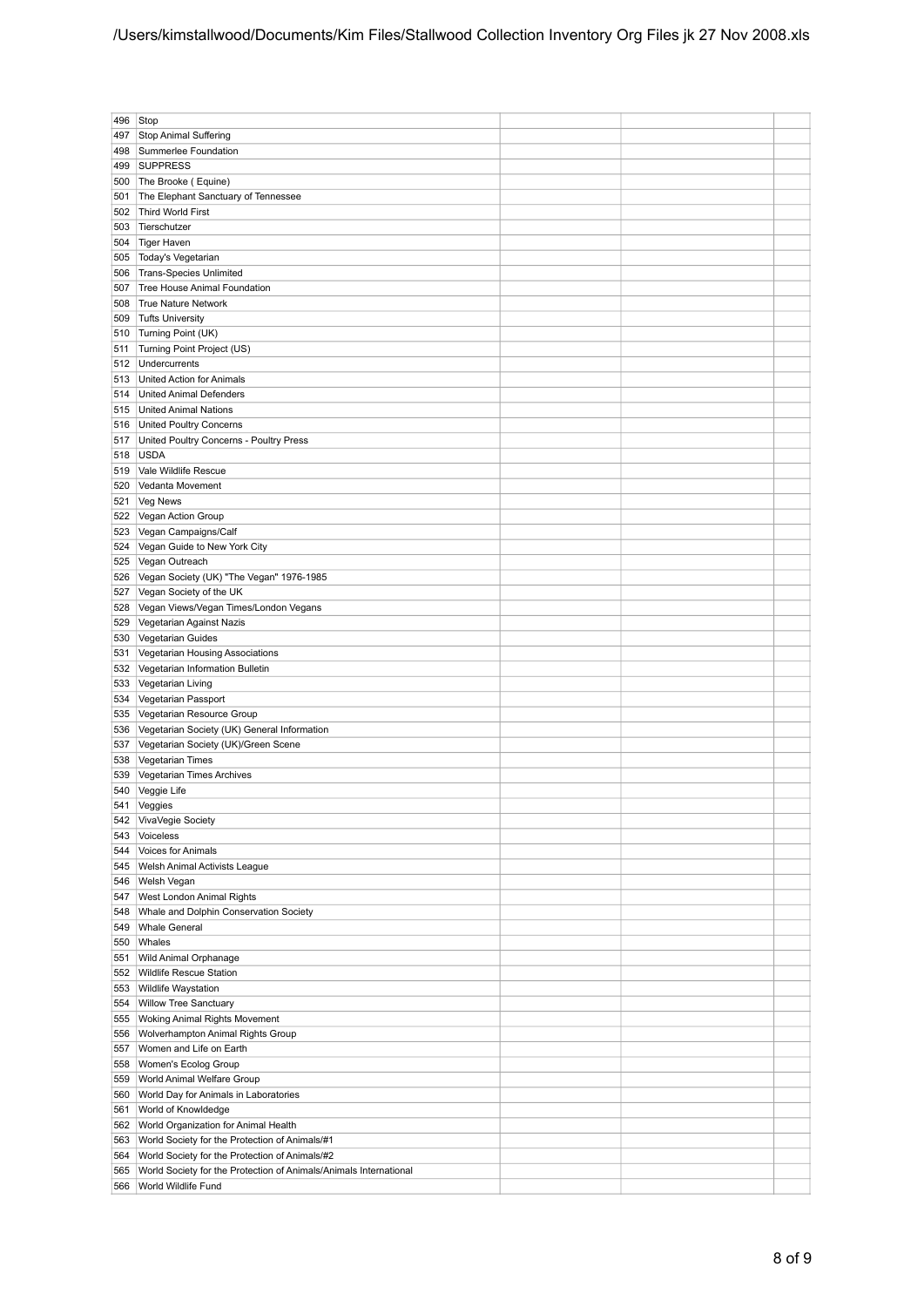| | | | | |
|---|---|---|---|---|
| 496 | Stop | | | |
| 497 | Stop Animal Suffering | | | |
| 498 | Summerlee Foundation | | | |
| 499 | SUPPRESS | | | |
| 500 | The Brooke ( Equine) | | | |
| 501 | The Elephant Sanctuary of Tennessee | | | |
| 502 | Third World First | | | |
| 503 | Tierschutzer | | | |
| 504 | Tiger Haven | | | |
| 505 | Today's Vegetarian | | | |
| 506 | Trans-Species Unlimited | | | |
| 507 | Tree House Animal Foundation | | | |
| 508 | True Nature Network | | | |
| 509 | Tufts University | | | |
| 510 | Turning Point (UK) | | | |
| 511 | Turning Point Project (US) | | | |
| 512 | Undercurrents | | | |
| 513 | United Action for Animals | | | |
| 514 | United Animal Defenders | | | |
| 515 | United Animal Nations | | | |
| 516 | United Poultry Concerns | | | |
| 517 | United Poultry Concerns - Poultry Press | | | |
| 518 | USDA | | | |
| 519 | Vale Wildlife Rescue | | | |
| 520 | Vedanta Movement | | | |
| 521 | Veg News | | | |
| 522 | Vegan Action Group | | | |
| 523 | Vegan Campaigns/Calf | | | |
| 524 | Vegan Guide to New York City | | | |
| 525 | Vegan Outreach | | | |
| 526 | Vegan Society (UK) "The Vegan" 1976-1985 | | | |
| 527 | Vegan Society of the UK | | | |
| 528 | Vegan Views/Vegan Times/London Vegans | | | |
| 529 | Vegetarian Against Nazis | | | |
| 530 | Vegetarian Guides | | | |
| 531 | Vegetarian Housing Associations | | | |
| 532 | Vegetarian Information Bulletin | | | |
| 533 | Vegetarian Living | | | |
| 534 | Vegetarian Passport | | | |
| 535 | Vegetarian Resource Group | | | |
| 536 | Vegetarian Society (UK) General Information | | | |
| 537 | Vegetarian Society (UK)/Green Scene | | | |
| 538 | Vegetarian Times | | | |
| 539 | Vegetarian Times Archives | | | |
| 540 | Veggie Life | | | |
| 541 | Veggies | | | |
| 542 | VivaVegie Society | | | |
| 543 | Voiceless | | | |
| 544 | Voices for Animals | | | |
| 545 | Welsh Animal Activists League | | | |
| 546 | Welsh Vegan | | | |
| 547 | West London Animal Rights | | | |
| 548 | Whale and Dolphin Conservation Society | | | |
| 549 | Whale General | | | |
| 550 | Whales | | | |
| 551 | Wild Animal Orphanage | | | |
| 552 | Wildlife Rescue Station | | | |
| 553 | Wildlife Waystation | | | |
| 554 | Willow Tree Sanctuary | | | |
| 555 | Woking Animal Rights Movement | | | |
| 556 | Wolverhampton Animal Rights Group | | | |
| 557 | Women and Life on Earth | | | |
| 558 | Women's Ecolog Group | | | |
| 559 | World Animal Welfare Group | | | |
| 560 | World Day for Animals in Laboratories | | | |
| 561 | World of Knowldedge | | | |
| 562 | World Organization for Animal Health | | | |
| 563 | World Society for the Protection of Animals/#1 | | | |
| 564 | World Society for the Protection of Animals/#2 | | | |
| 565 | World Society for the Protection of Animals/Animals International | | | |
| 566 | World Wildlife Fund | | | |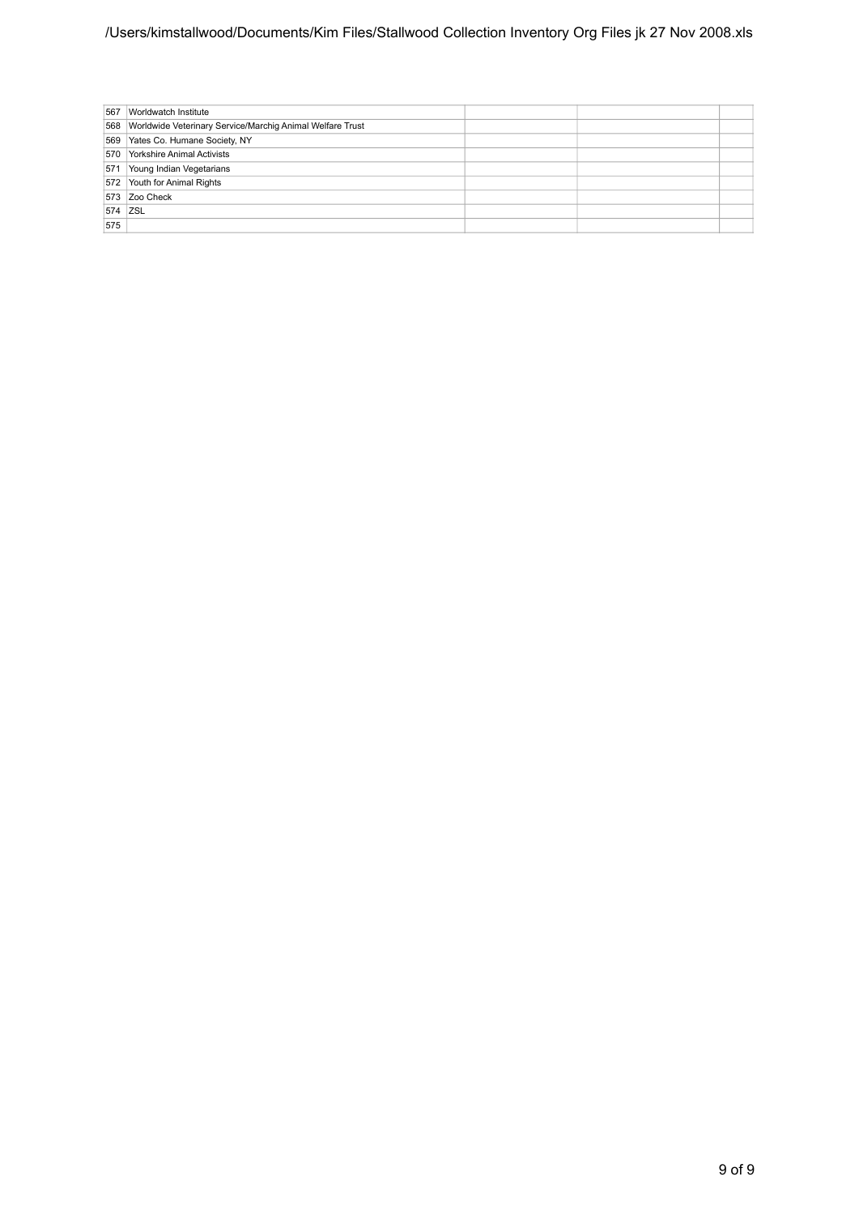| | | | | |
|---|---|---|---|---|
| 567 | Worldwatch Institute | | | |
| 568 | Worldwide Veterinary Service/Marchig Animal Welfare Trust | | | |
| 569 | Yates Co. Humane Society, NY | | | |
| 570 | Yorkshire Animal Activists | | | |
| 571 | Young Indian Vegetarians | | | |
| 572 | Youth for Animal Rights | | | |
| 573 | Zoo Check | | | |
| 574 | ZSL | | | |
| 575 | | | | |